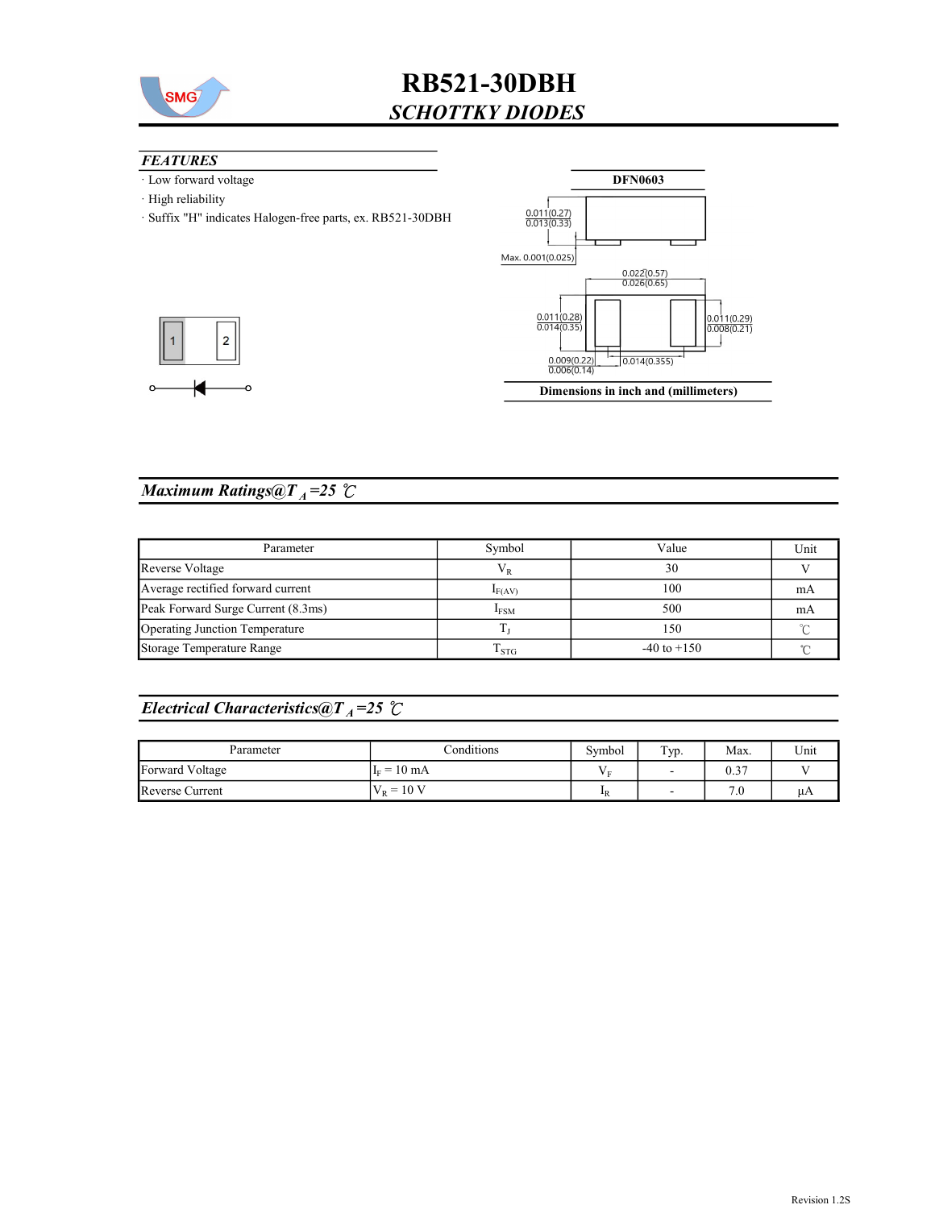# RB521-30DBH

## *SCHOTTKY DIODES*

### *FEATURES*

- Low forward voltage
- High reliability
- Suffix "H" indicates Halogen-free parts, ex. RB521-30DBH

**DFN0603**

0.011(0.27)
0.013(0.33)

Max. 0.001(0.025)

0.022(0.57)
0.026(0.65)

0.011(0.28)
0.014(0.35)

0.011(0.29)
0.008(0.21)

0.009(0.22)
0.006(0.14)

0.014(0.355)

1 2

**Dimensions in inch and (millimeters)**

## *Maximum Ratings@T$_A$=25 ℃*

| Parameter | Symbol | Value | Unit |
|---|---|---|---|
| Reverse Voltage | $V_R$ | 30 | V |
| Average rectified forward current | $I_{F(AV)}$ | 100 | mA |
| Peak Forward Surge Current (8.3ms) | $I_{FSM}$ | 500 | mA |
| Operating Junction Temperature | $T_J$ | 150 | ℃ |
| Storage Temperature Range | $T_{STG}$ | -40 to +150 | ℃ |

## *Electrical Characteristics@T$_A$=25 ℃*

| Parameter | Conditions | Symbol | Typ. | Max. | Unit |
|---|---|---|---|---|---|
| Forward Voltage | $I_F$ = 10 mA | $V_F$ | - | 0.37 | V |
| Reverse Current | $V_R$ = 10 V | $I_R$ | - | 7.0 | μA |

Revision 1.2S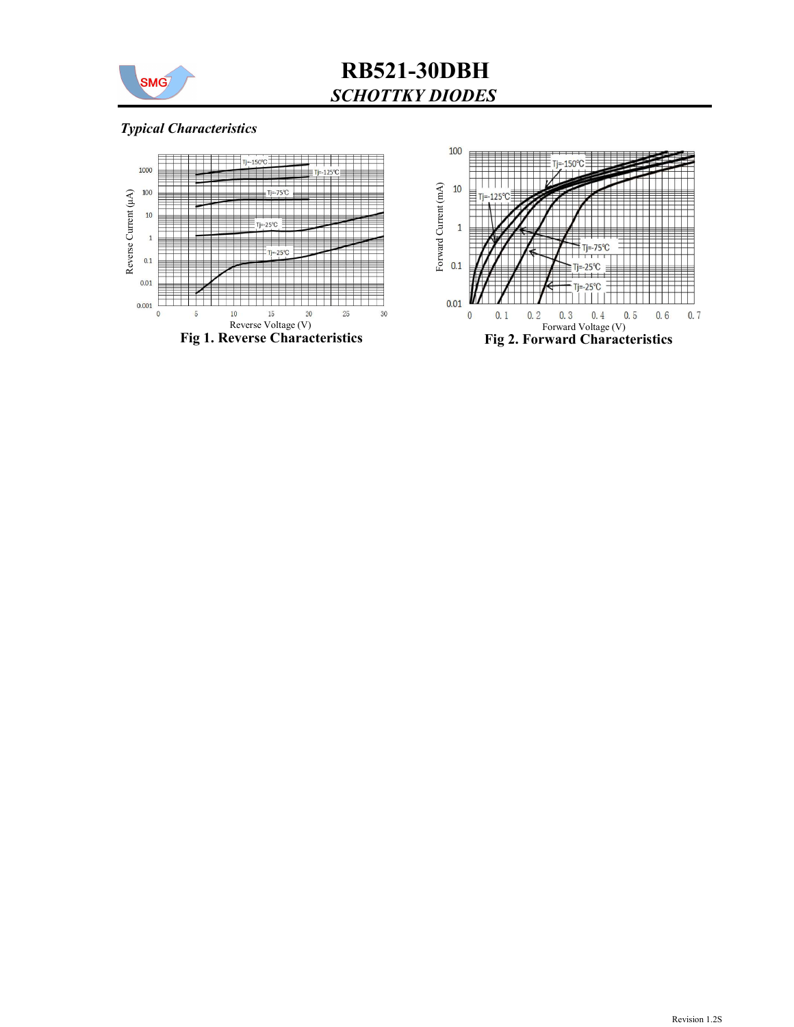# RB521-30DBH

## *SCHOTTKY DIODES*

### *Typical Characteristics*

**Fig 1. Reverse Characteristics**

**Fig 2. Forward Characteristics**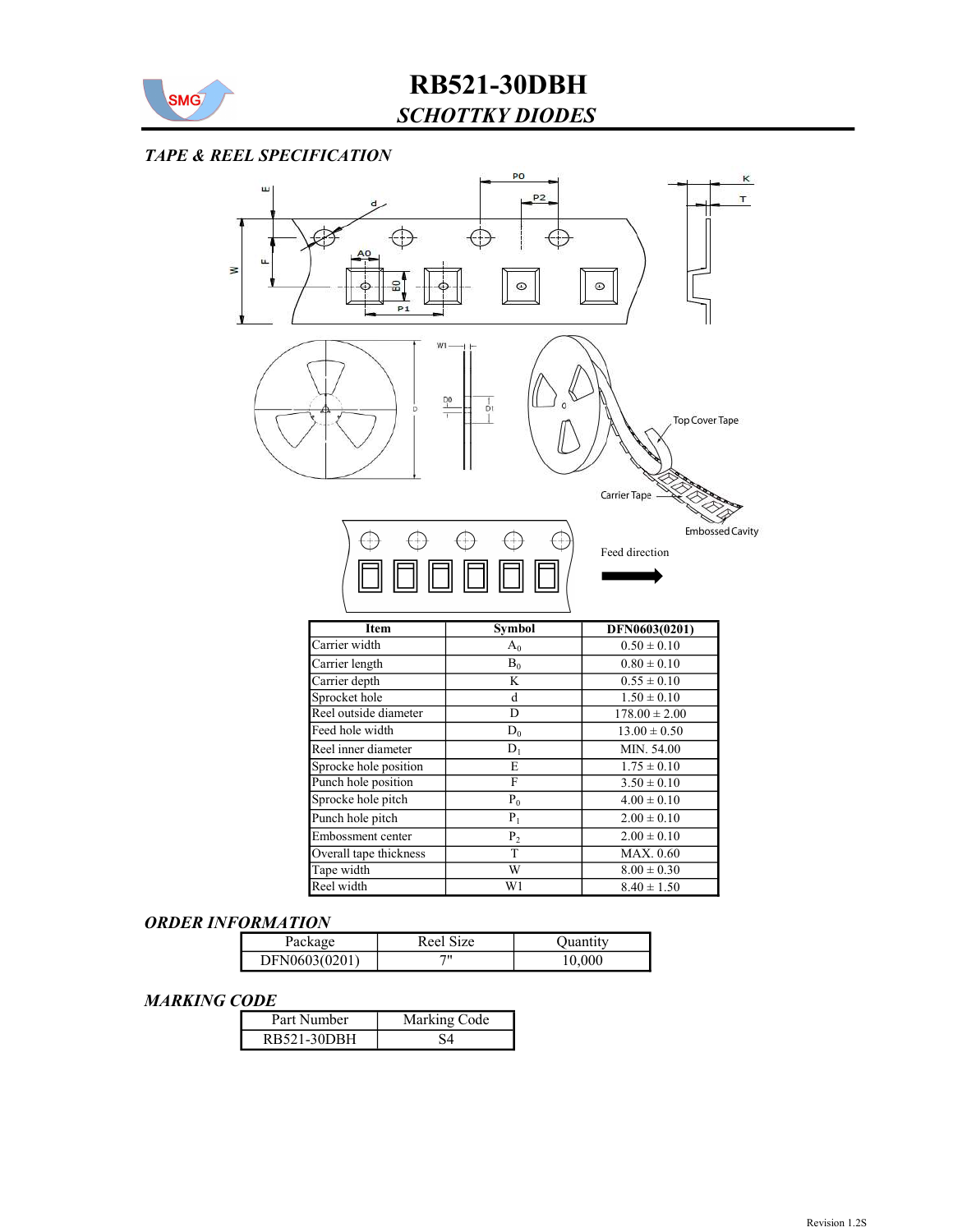# RB521-30DBH

## *SCHOTTKY DIODES*

### *TAPE & REEL SPECIFICATION*

Top Cover Tape

Carrier Tape

Embossed Cavity

Feed direction

| Item | Symbol | DFN0603(0201) |
|---|---|---|
| Carrier width | $A_0$ | 0.50 ± 0.10 |
| Carrier length | $B_0$ | 0.80 ± 0.10 |
| Carrier depth | K | 0.55 ± 0.10 |
| Sprocket hole | d | 1.50 ± 0.10 |
| Reel outside diameter | D | 178.00 ± 2.00 |
| Feed hole width | $D_0$ | 13.00 ± 0.50 |
| Reel inner diameter | $D_1$ | MIN. 54.00 |
| Sprocke hole position | E | 1.75 ± 0.10 |
| Punch hole position | F | 3.50 ± 0.10 |
| Sprocke hole pitch | $P_0$ | 4.00 ± 0.10 |
| Punch hole pitch | $P_1$ | 2.00 ± 0.10 |
| Embossment center | $P_2$ | 2.00 ± 0.10 |
| Overall tape thickness | T | MAX. 0.60 |
| Tape width | W | 8.00 ± 0.30 |
| Reel width | W1 | 8.40 ± 1.50 |

### *ORDER INFORMATION*

| Package | Reel Size | Quantity |
|---|---|---|
| DFN0603(0201) | 7" | 10,000 |

### *MARKING CODE*

| Part Number | Marking Code |
|---|---|
| RB521-30DBH | S4 |

Revision 1.2S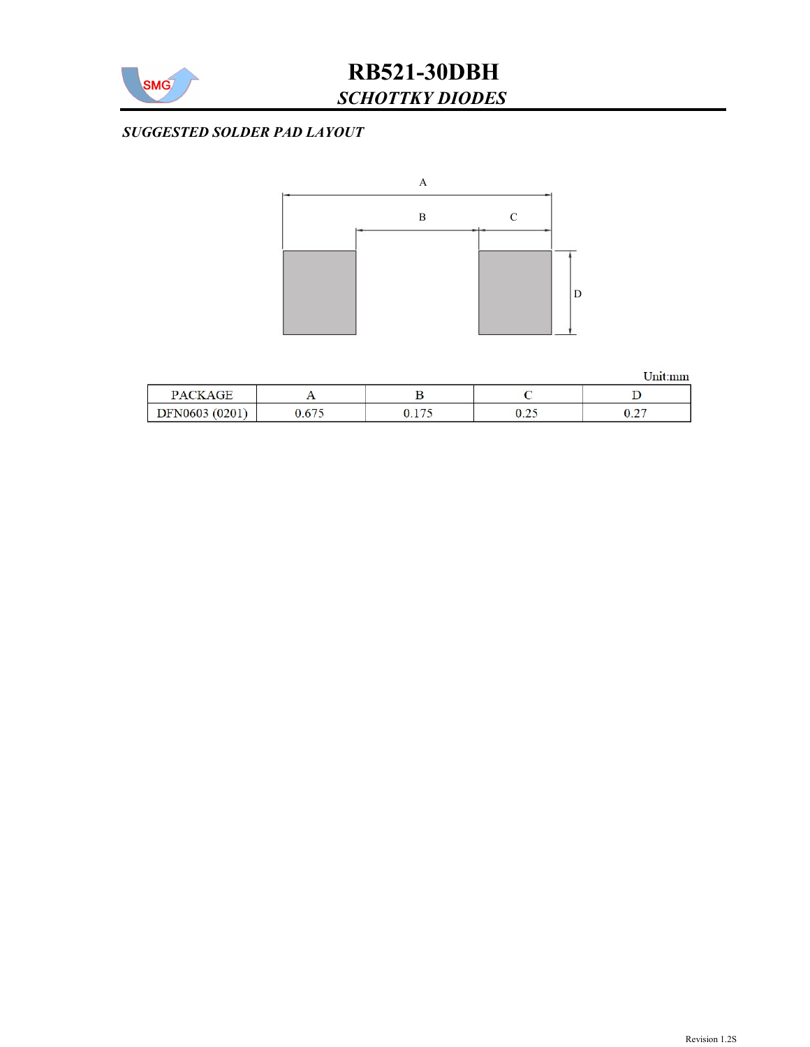# RB521-30DBH

## SCHOTTKY DIODES

### SUGGESTED SOLDER PAD LAYOUT

A

B

C

D

Unit:mm

| PACKAGE | A | B | C | D |
|---|---|---|---|---|
| DFN0603 (0201) | 0.675 | 0.175 | 0.25 | 0.27 |

Revision 1.2S